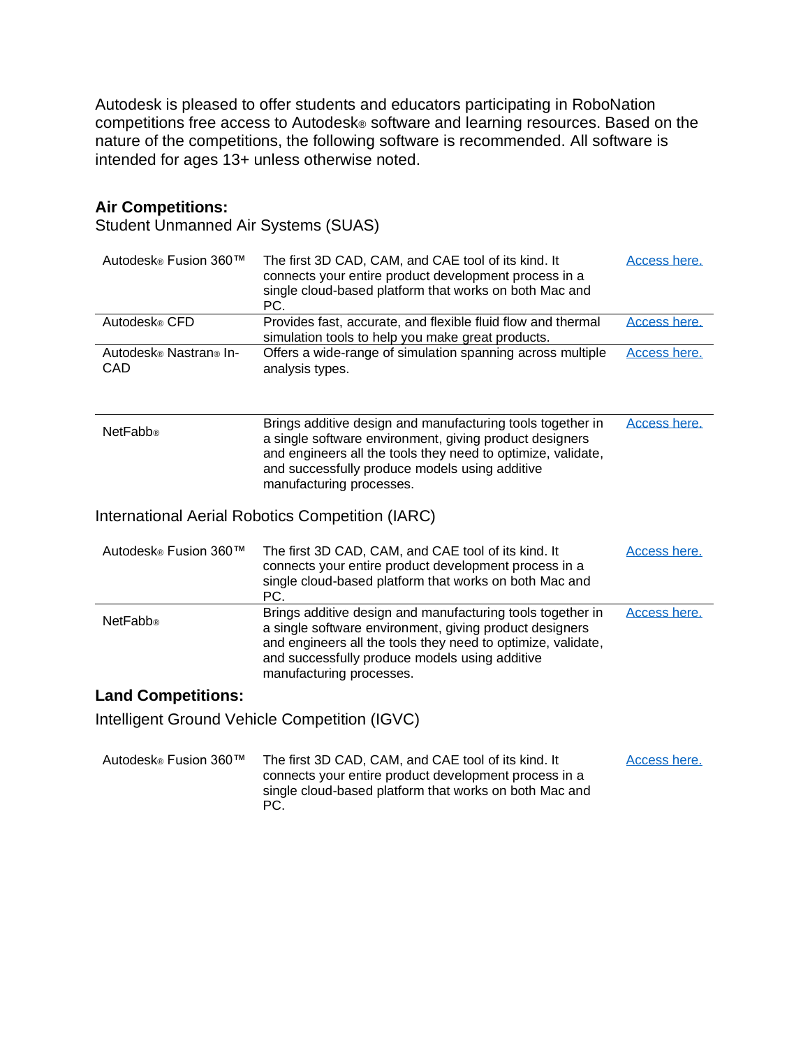Autodesk is pleased to offer students and educators participating in RoboNation competitions free access to Autodesk® software and learning resources. Based on the nature of the competitions, the following software is recommended. All software is intended for ages 13+ unless otherwise noted.

## Air Competitions:

### Student Unmanned Air Systems (SUAS)

| | | |
|---|---|---|
| Autodesk® Fusion 360™ | The first 3D CAD, CAM, and CAE tool of its kind. It connects your entire product development process in a single cloud-based platform that works on both Mac and PC. | Access here. |
| Autodesk® CFD | Provides fast, accurate, and flexible fluid flow and thermal simulation tools to help you make great products. | Access here. |
| Autodesk® Nastran® In-CAD | Offers a wide-range of simulation spanning across multiple analysis types. | Access here. |
| NetFabb® | Brings additive design and manufacturing tools together in a single software environment, giving product designers and engineers all the tools they need to optimize, validate, and successfully produce models using additive manufacturing processes. | Access here. |

### International Aerial Robotics Competition (IARC)

| | | |
|---|---|---|
| Autodesk® Fusion 360™ | The first 3D CAD, CAM, and CAE tool of its kind. It connects your entire product development process in a single cloud-based platform that works on both Mac and PC. | Access here. |
| NetFabb® | Brings additive design and manufacturing tools together in a single software environment, giving product designers and engineers all the tools they need to optimize, validate, and successfully produce models using additive manufacturing processes. | Access here. |

## Land Competitions:

### Intelligent Ground Vehicle Competition (IGVC)

| | | |
|---|---|---|
| Autodesk® Fusion 360™ | The first 3D CAD, CAM, and CAE tool of its kind. It connects your entire product development process in a single cloud-based platform that works on both Mac and PC. | Access here. |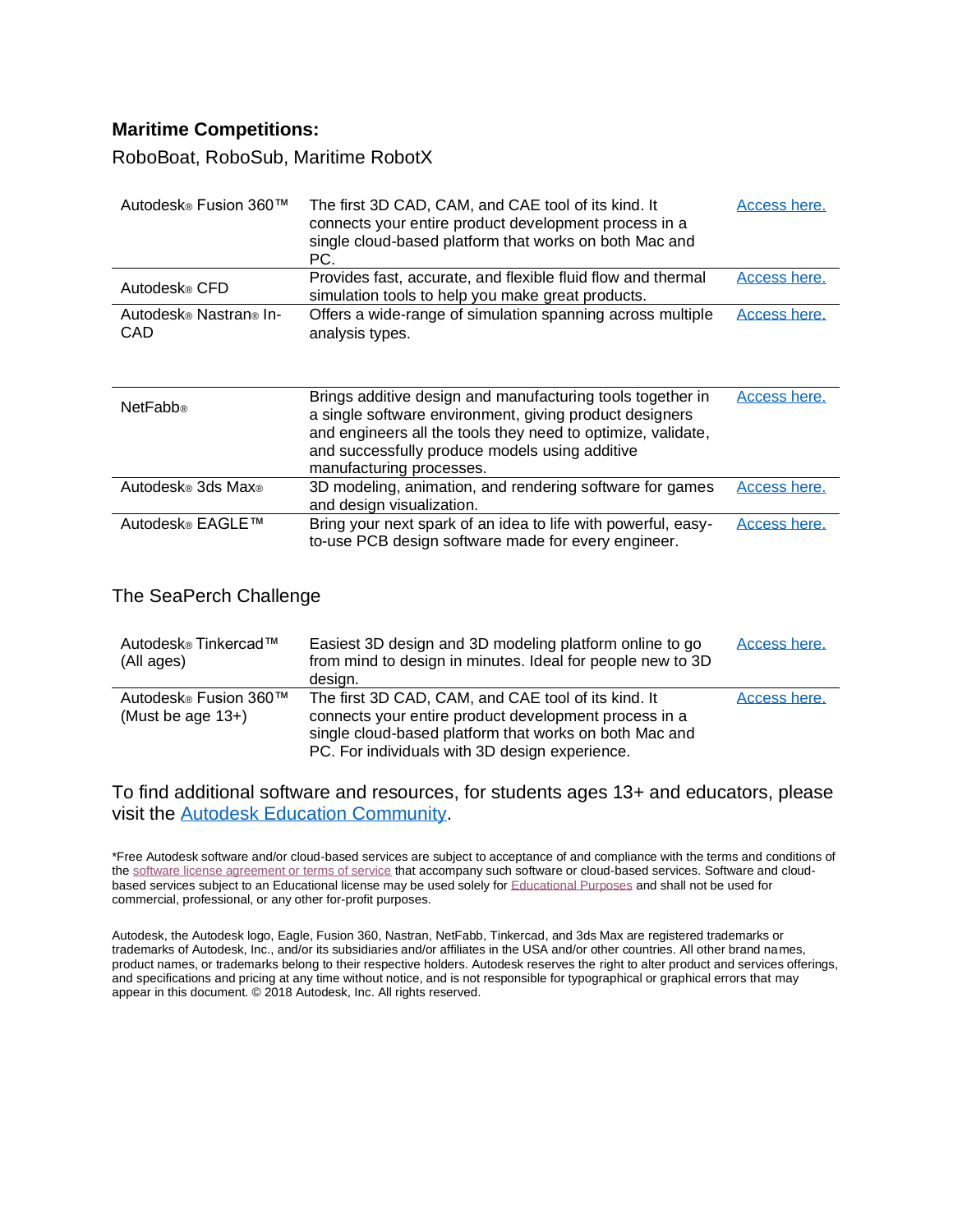## Maritime Competitions:

RoboBoat, RoboSub, Maritime RobotX

| | | |
|---|---|---|
| Autodesk® Fusion 360™ | The first 3D CAD, CAM, and CAE tool of its kind. It connects your entire product development process in a single cloud-based platform that works on both Mac and PC. | Access here. |
| Autodesk® CFD | Provides fast, accurate, and flexible fluid flow and thermal simulation tools to help you make great products. | Access here. |
| Autodesk® Nastran® In-CAD | Offers a wide-range of simulation spanning across multiple analysis types. | Access here. |
| NetFabb® | Brings additive design and manufacturing tools together in a single software environment, giving product designers and engineers all the tools they need to optimize, validate, and successfully produce models using additive manufacturing processes. | Access here. |
| Autodesk® 3ds Max® | 3D modeling, animation, and rendering software for games and design visualization. | Access here. |
| Autodesk® EAGLE™ | Bring your next spark of an idea to life with powerful, easy-to-use PCB design software made for every engineer. | Access here. |

The SeaPerch Challenge

| | | |
|---|---|---|
| Autodesk® Tinkercad™ (All ages) | Easiest 3D design and 3D modeling platform online to go from mind to design in minutes. Ideal for people new to 3D design. | Access here. |
| Autodesk® Fusion 360™ (Must be age 13+) | The first 3D CAD, CAM, and CAE tool of its kind. It connects your entire product development process in a single cloud-based platform that works on both Mac and PC. For individuals with 3D design experience. | Access here. |

To find additional software and resources, for students ages 13+ and educators, please visit the Autodesk Education Community.

*Free Autodesk software and/or cloud-based services are subject to acceptance of and compliance with the terms and conditions of the software license agreement or terms of service that accompany such software or cloud-based services. Software and cloud-based services subject to an Educational license may be used solely for Educational Purposes and shall not be used for commercial, professional, or any other for-profit purposes.

Autodesk, the Autodesk logo, Eagle, Fusion 360, Nastran, NetFabb, Tinkercad, and 3ds Max are registered trademarks or trademarks of Autodesk, Inc., and/or its subsidiaries and/or affiliates in the USA and/or other countries. All other brand names, product names, or trademarks belong to their respective holders. Autodesk reserves the right to alter product and services offerings, and specifications and pricing at any time without notice, and is not responsible for typographical or graphical errors that may appear in this document. © 2018 Autodesk, Inc. All rights reserved.